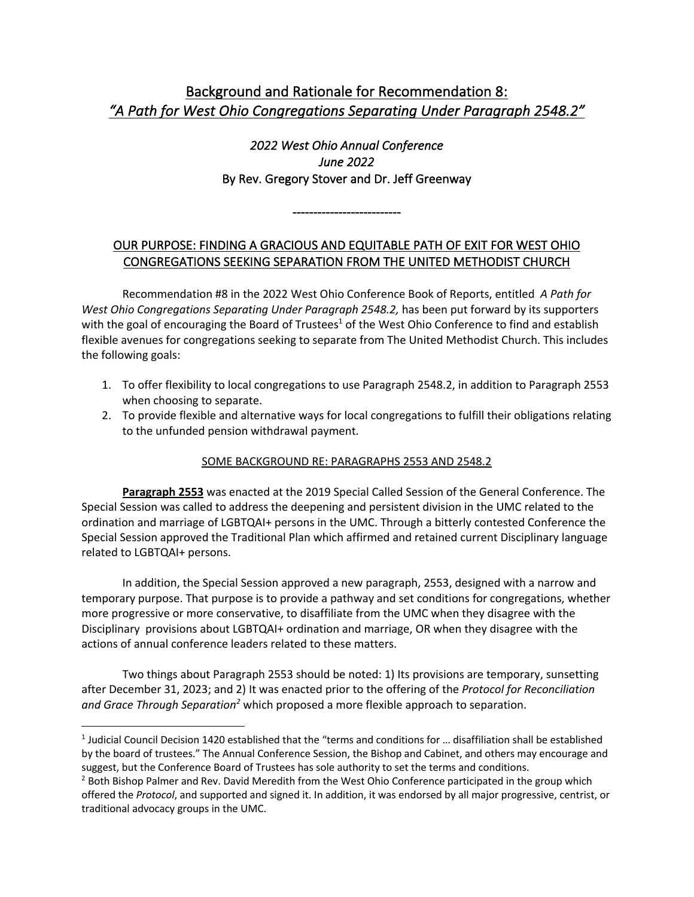# Background and Rationale for Recommendation 8: *"A Path for West Ohio Congregations Separating Under Paragraph 2548.2"*

*2022 West Ohio Annual Conference*
*June 2022*
By Rev. Gregory Stover and Dr. Jeff Greenway

---------------------------

## OUR PURPOSE: FINDING A GRACIOUS AND EQUITABLE PATH OF EXIT FOR WEST OHIO CONGREGATIONS SEEKING SEPARATION FROM THE UNITED METHODIST CHURCH

Recommendation #8 in the 2022 West Ohio Conference Book of Reports, entitled *A Path for West Ohio Congregations Separating Under Paragraph 2548.2,* has been put forward by its supporters with the goal of encouraging the Board of Trustees[1] of the West Ohio Conference to find and establish flexible avenues for congregations seeking to separate from The United Methodist Church. This includes the following goals:

1. To offer flexibility to local congregations to use Paragraph 2548.2, in addition to Paragraph 2553 when choosing to separate.
2. To provide flexible and alternative ways for local congregations to fulfill their obligations relating to the unfunded pension withdrawal payment.

### SOME BACKGROUND RE: PARAGRAPHS 2553 AND 2548.2

**Paragraph 2553** was enacted at the 2019 Special Called Session of the General Conference. The Special Session was called to address the deepening and persistent division in the UMC related to the ordination and marriage of LGBTQAI+ persons in the UMC. Through a bitterly contested Conference the Special Session approved the Traditional Plan which affirmed and retained current Disciplinary language related to LGBTQAI+ persons.

In addition, the Special Session approved a new paragraph, 2553, designed with a narrow and temporary purpose. That purpose is to provide a pathway and set conditions for congregations, whether more progressive or more conservative, to disaffiliate from the UMC when they disagree with the Disciplinary provisions about LGBTQAI+ ordination and marriage, OR when they disagree with the actions of annual conference leaders related to these matters.

Two things about Paragraph 2553 should be noted: 1) Its provisions are temporary, sunsetting after December 31, 2023; and 2) It was enacted prior to the offering of the *Protocol for Reconciliation and Grace Through Separation*[2] which proposed a more flexible approach to separation.

---

[1] Judicial Council Decision 1420 established that the "terms and conditions for … disaffiliation shall be established by the board of trustees." The Annual Conference Session, the Bishop and Cabinet, and others may encourage and suggest, but the Conference Board of Trustees has sole authority to set the terms and conditions.

[2] Both Bishop Palmer and Rev. David Meredith from the West Ohio Conference participated in the group which offered the *Protocol*, and supported and signed it. In addition, it was endorsed by all major progressive, centrist, or traditional advocacy groups in the UMC.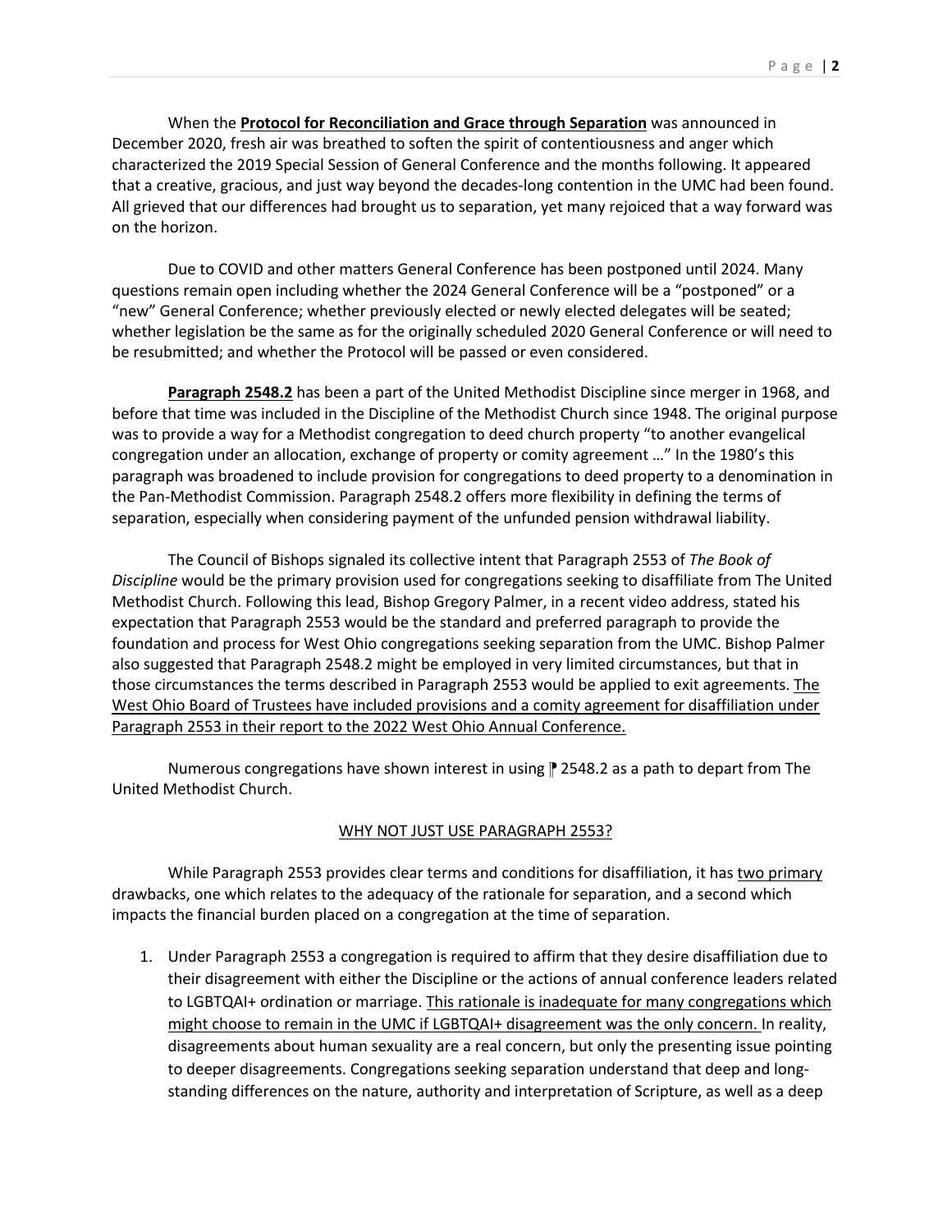When the **Protocol for Reconciliation and Grace through Separation** was announced in December 2020, fresh air was breathed to soften the spirit of contentiousness and anger which characterized the 2019 Special Session of General Conference and the months following. It appeared that a creative, gracious, and just way beyond the decades-long contention in the UMC had been found. All grieved that our differences had brought us to separation, yet many rejoiced that a way forward was on the horizon.

Due to COVID and other matters General Conference has been postponed until 2024. Many questions remain open including whether the 2024 General Conference will be a "postponed" or a "new" General Conference; whether previously elected or newly elected delegates will be seated; whether legislation be the same as for the originally scheduled 2020 General Conference or will need to be resubmitted; and whether the Protocol will be passed or even considered.

**Paragraph 2548.2** has been a part of the United Methodist Discipline since merger in 1968, and before that time was included in the Discipline of the Methodist Church since 1948. The original purpose was to provide a way for a Methodist congregation to deed church property "to another evangelical congregation under an allocation, exchange of property or comity agreement …" In the 1980's this paragraph was broadened to include provision for congregations to deed property to a denomination in the Pan-Methodist Commission. Paragraph 2548.2 offers more flexibility in defining the terms of separation, especially when considering payment of the unfunded pension withdrawal liability.

The Council of Bishops signaled its collective intent that Paragraph 2553 of *The Book of Discipline* would be the primary provision used for congregations seeking to disaffiliate from The United Methodist Church. Following this lead, Bishop Gregory Palmer, in a recent video address, stated his expectation that Paragraph 2553 would be the standard and preferred paragraph to provide the foundation and process for West Ohio congregations seeking separation from the UMC. Bishop Palmer also suggested that Paragraph 2548.2 might be employed in very limited circumstances, but that in those circumstances the terms described in Paragraph 2553 would be applied to exit agreements. The West Ohio Board of Trustees have included provisions and a comity agreement for disaffiliation under Paragraph 2553 in their report to the 2022 West Ohio Annual Conference.

Numerous congregations have shown interest in using ¶ 2548.2 as a path to depart from The United Methodist Church.

## WHY NOT JUST USE PARAGRAPH 2553?

While Paragraph 2553 provides clear terms and conditions for disaffiliation, it has two primary drawbacks, one which relates to the adequacy of the rationale for separation, and a second which impacts the financial burden placed on a congregation at the time of separation.

1. Under Paragraph 2553 a congregation is required to affirm that they desire disaffiliation due to their disagreement with either the Discipline or the actions of annual conference leaders related to LGBTQAI+ ordination or marriage. This rationale is inadequate for many congregations which might choose to remain in the UMC if LGBTQAI+ disagreement was the only concern. In reality, disagreements about human sexuality are a real concern, but only the presenting issue pointing to deeper disagreements. Congregations seeking separation understand that deep and long-standing differences on the nature, authority and interpretation of Scripture, as well as a deep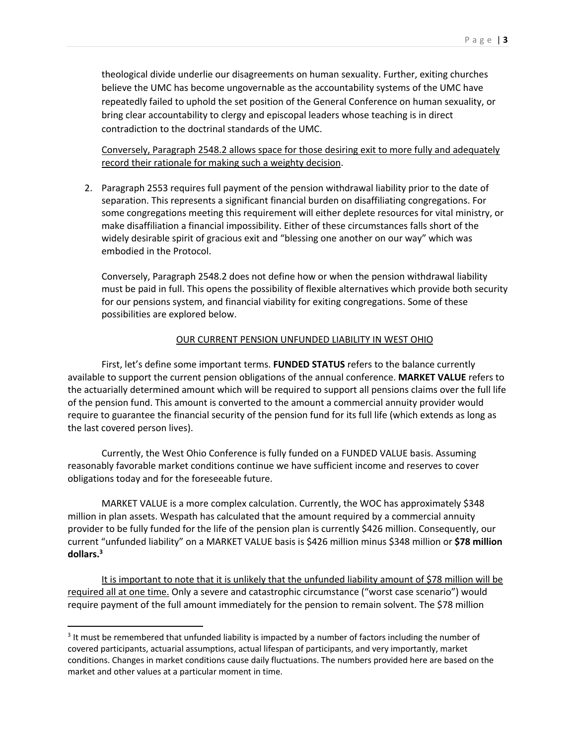theological divide underlie our disagreements on human sexuality. Further, exiting churches believe the UMC has become ungovernable as the accountability systems of the UMC have repeatedly failed to uphold the set position of the General Conference on human sexuality, or bring clear accountability to clergy and episcopal leaders whose teaching is in direct contradiction to the doctrinal standards of the UMC.

<u>Conversely, Paragraph 2548.2 allows space for those desiring exit to more fully and adequately record their rationale for making such a weighty decision</u>.

2. Paragraph 2553 requires full payment of the pension withdrawal liability prior to the date of separation. This represents a significant financial burden on disaffiliating congregations. For some congregations meeting this requirement will either deplete resources for vital ministry, or make disaffiliation a financial impossibility. Either of these circumstances falls short of the widely desirable spirit of gracious exit and "blessing one another on our way" which was embodied in the Protocol.

   Conversely, Paragraph 2548.2 does not define how or when the pension withdrawal liability must be paid in full. This opens the possibility of flexible alternatives which provide both security for our pensions system, and financial viability for exiting congregations. Some of these possibilities are explored below.

## <u>OUR CURRENT PENSION UNFUNDED LIABILITY IN WEST OHIO</u>

First, let's define some important terms. **FUNDED STATUS** refers to the balance currently available to support the current pension obligations of the annual conference. **MARKET VALUE** refers to the actuarially determined amount which will be required to support all pensions claims over the full life of the pension fund. This amount is converted to the amount a commercial annuity provider would require to guarantee the financial security of the pension fund for its full life (which extends as long as the last covered person lives).

Currently, the West Ohio Conference is fully funded on a FUNDED VALUE basis. Assuming reasonably favorable market conditions continue we have sufficient income and reserves to cover obligations today and for the foreseeable future.

MARKET VALUE is a more complex calculation. Currently, the WOC has approximately $348 million in plan assets. Wespath has calculated that the amount required by a commercial annuity provider to be fully funded for the life of the pension plan is currently $426 million. Consequently, our current "unfunded liability" on a MARKET VALUE basis is $426 million minus $348 million or **$78 million dollars.**[3]

<u>It is important to note that it is unlikely that the unfunded liability amount of $78 million will be required all at one time.</u> Only a severe and catastrophic circumstance ("worst case scenario") would require payment of the full amount immediately for the pension to remain solvent. The $78 million

---

[3] It must be remembered that unfunded liability is impacted by a number of factors including the number of covered participants, actuarial assumptions, actual lifespan of participants, and very importantly, market conditions. Changes in market conditions cause daily fluctuations. The numbers provided here are based on the market and other values at a particular moment in time.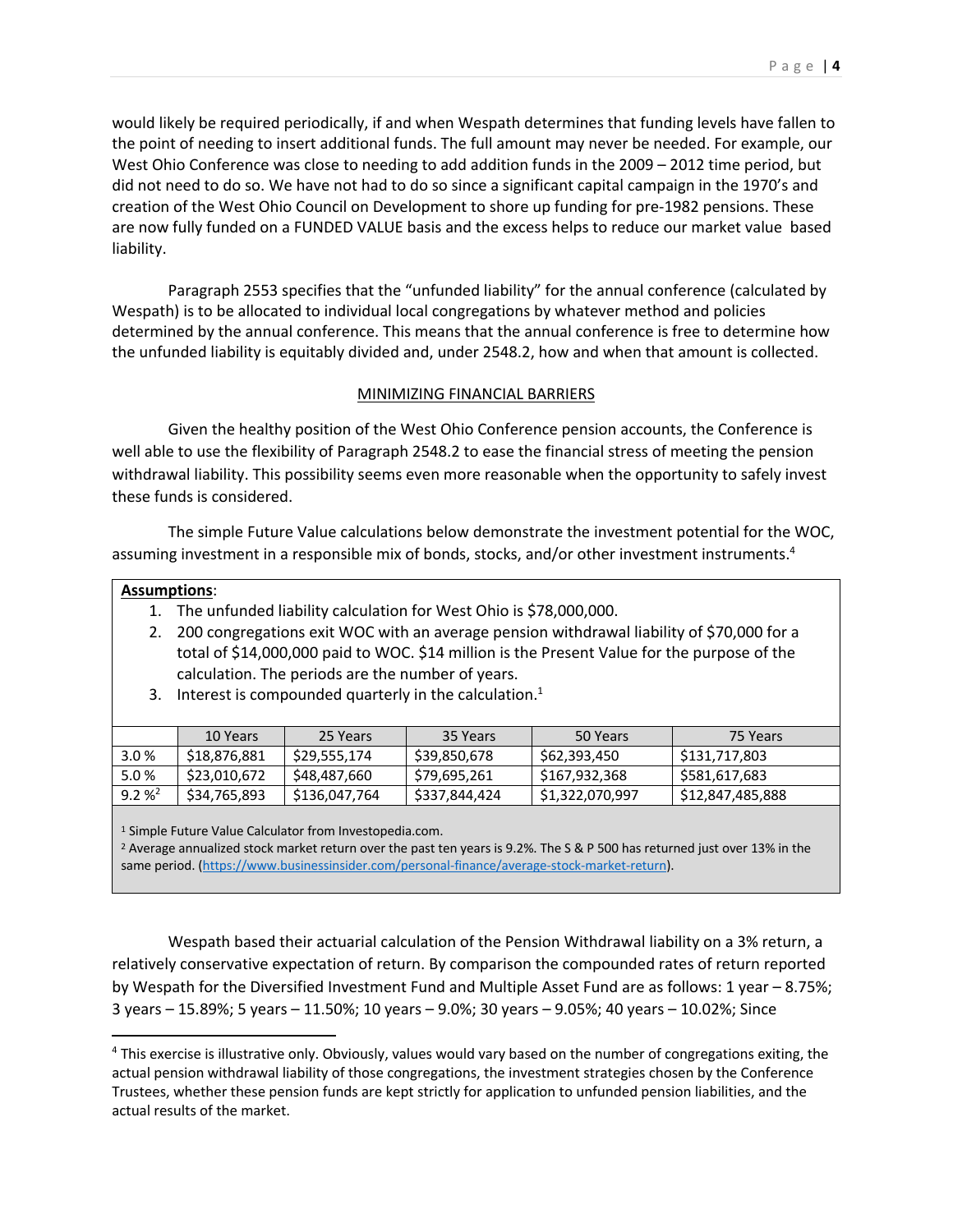would likely be required periodically, if and when Wespath determines that funding levels have fallen to the point of needing to insert additional funds. The full amount may never be needed. For example, our West Ohio Conference was close to needing to add addition funds in the 2009 – 2012 time period, but did not need to do so. We have not had to do so since a significant capital campaign in the 1970's and creation of the West Ohio Council on Development to shore up funding for pre-1982 pensions. These are now fully funded on a FUNDED VALUE basis and the excess helps to reduce our market value based liability.

Paragraph 2553 specifies that the "unfunded liability" for the annual conference (calculated by Wespath) is to be allocated to individual local congregations by whatever method and policies determined by the annual conference. This means that the annual conference is free to determine how the unfunded liability is equitably divided and, under 2548.2, how and when that amount is collected.

## MINIMIZING FINANCIAL BARRIERS

Given the healthy position of the West Ohio Conference pension accounts, the Conference is well able to use the flexibility of Paragraph 2548.2 to ease the financial stress of meeting the pension withdrawal liability. This possibility seems even more reasonable when the opportunity to safely invest these funds is considered.

The simple Future Value calculations below demonstrate the investment potential for the WOC, assuming investment in a responsible mix of bonds, stocks, and/or other investment instruments.[4]

**Assumptions**:

1. The unfunded liability calculation for West Ohio is $78,000,000.
2. 200 congregations exit WOC with an average pension withdrawal liability of $70,000 for a total of $14,000,000 paid to WOC. $14 million is the Present Value for the purpose of the calculation. The periods are the number of years.
3. Interest is compounded quarterly in the calculation.[1]

| | 10 Years | 25 Years | 35 Years | 50 Years | 75 Years |
|---|---|---|---|---|---|
| 3.0 % | $18,876,881 | $29,555,174 | $39,850,678 | $62,393,450 | $131,717,803 |
| 5.0 % | $23,010,672 | $48,487,660 | $79,695,261 | $167,932,368 | $581,617,683 |
| 9.2 %[2] | $34,765,893 | $136,047,764 | $337,844,424 | $1,322,070,997 | $12,847,485,888 |

[1] Simple Future Value Calculator from Investopedia.com.

[2] Average annualized stock market return over the past ten years is 9.2%. The S & P 500 has returned just over 13% in the same period. (https://www.businessinsider.com/personal-finance/average-stock-market-return).

Wespath based their actuarial calculation of the Pension Withdrawal liability on a 3% return, a relatively conservative expectation of return. By comparison the compounded rates of return reported by Wespath for the Diversified Investment Fund and Multiple Asset Fund are as follows: 1 year – 8.75%; 3 years – 15.89%; 5 years – 11.50%; 10 years – 9.0%; 30 years – 9.05%; 40 years – 10.02%; Since

[4] This exercise is illustrative only. Obviously, values would vary based on the number of congregations exiting, the actual pension withdrawal liability of those congregations, the investment strategies chosen by the Conference Trustees, whether these pension funds are kept strictly for application to unfunded pension liabilities, and the actual results of the market.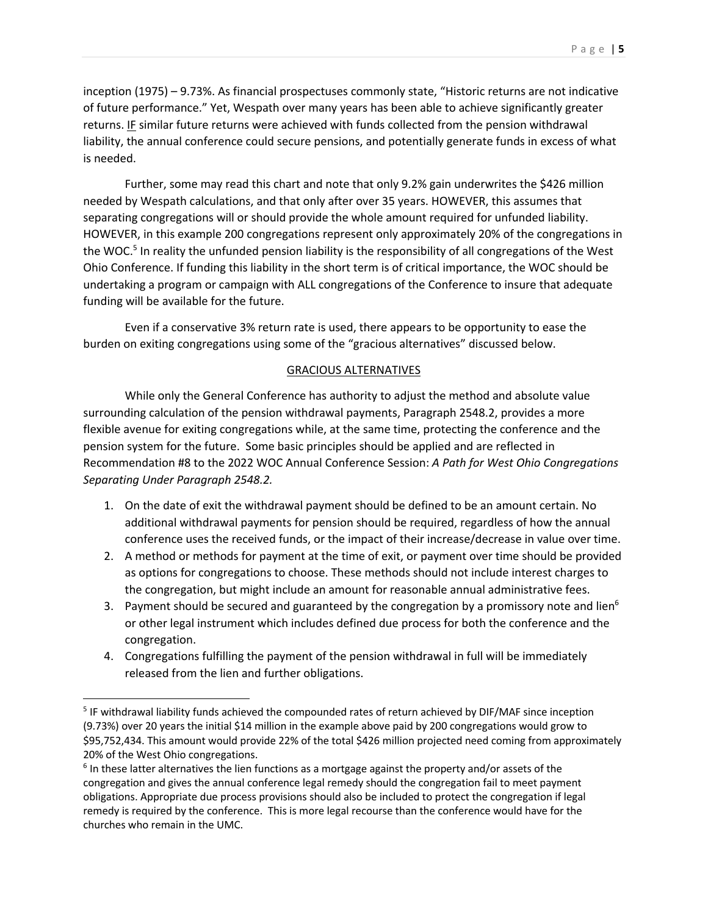inception (1975) – 9.73%. As financial prospectuses commonly state, "Historic returns are not indicative of future performance." Yet, Wespath over many years has been able to achieve significantly greater returns. <u>IF</u> similar future returns were achieved with funds collected from the pension withdrawal liability, the annual conference could secure pensions, and potentially generate funds in excess of what is needed.

Further, some may read this chart and note that only 9.2% gain underwrites the $426 million needed by Wespath calculations, and that only after over 35 years. HOWEVER, this assumes that separating congregations will or should provide the whole amount required for unfunded liability. HOWEVER, in this example 200 congregations represent only approximately 20% of the congregations in the WOC.[5] In reality the unfunded pension liability is the responsibility of all congregations of the West Ohio Conference. If funding this liability in the short term is of critical importance, the WOC should be undertaking a program or campaign with ALL congregations of the Conference to insure that adequate funding will be available for the future.

Even if a conservative 3% return rate is used, there appears to be opportunity to ease the burden on exiting congregations using some of the "gracious alternatives" discussed below.

## GRACIOUS ALTERNATIVES

While only the General Conference has authority to adjust the method and absolute value surrounding calculation of the pension withdrawal payments, Paragraph 2548.2, provides a more flexible avenue for exiting congregations while, at the same time, protecting the conference and the pension system for the future. Some basic principles should be applied and are reflected in Recommendation #8 to the 2022 WOC Annual Conference Session: *A Path for West Ohio Congregations Separating Under Paragraph 2548.2.*

1. On the date of exit the withdrawal payment should be defined to be an amount certain. No additional withdrawal payments for pension should be required, regardless of how the annual conference uses the received funds, or the impact of their increase/decrease in value over time.
2. A method or methods for payment at the time of exit, or payment over time should be provided as options for congregations to choose. These methods should not include interest charges to the congregation, but might include an amount for reasonable annual administrative fees.
3. Payment should be secured and guaranteed by the congregation by a promissory note and lien[6] or other legal instrument which includes defined due process for both the conference and the congregation.
4. Congregations fulfilling the payment of the pension withdrawal in full will be immediately released from the lien and further obligations.

---

[5] IF withdrawal liability funds achieved the compounded rates of return achieved by DIF/MAF since inception (9.73%) over 20 years the initial $14 million in the example above paid by 200 congregations would grow to $95,752,434. This amount would provide 22% of the total $426 million projected need coming from approximately 20% of the West Ohio congregations.

[6] In these latter alternatives the lien functions as a mortgage against the property and/or assets of the congregation and gives the annual conference legal remedy should the congregation fail to meet payment obligations. Appropriate due process provisions should also be included to protect the congregation if legal remedy is required by the conference. This is more legal recourse than the conference would have for the churches who remain in the UMC.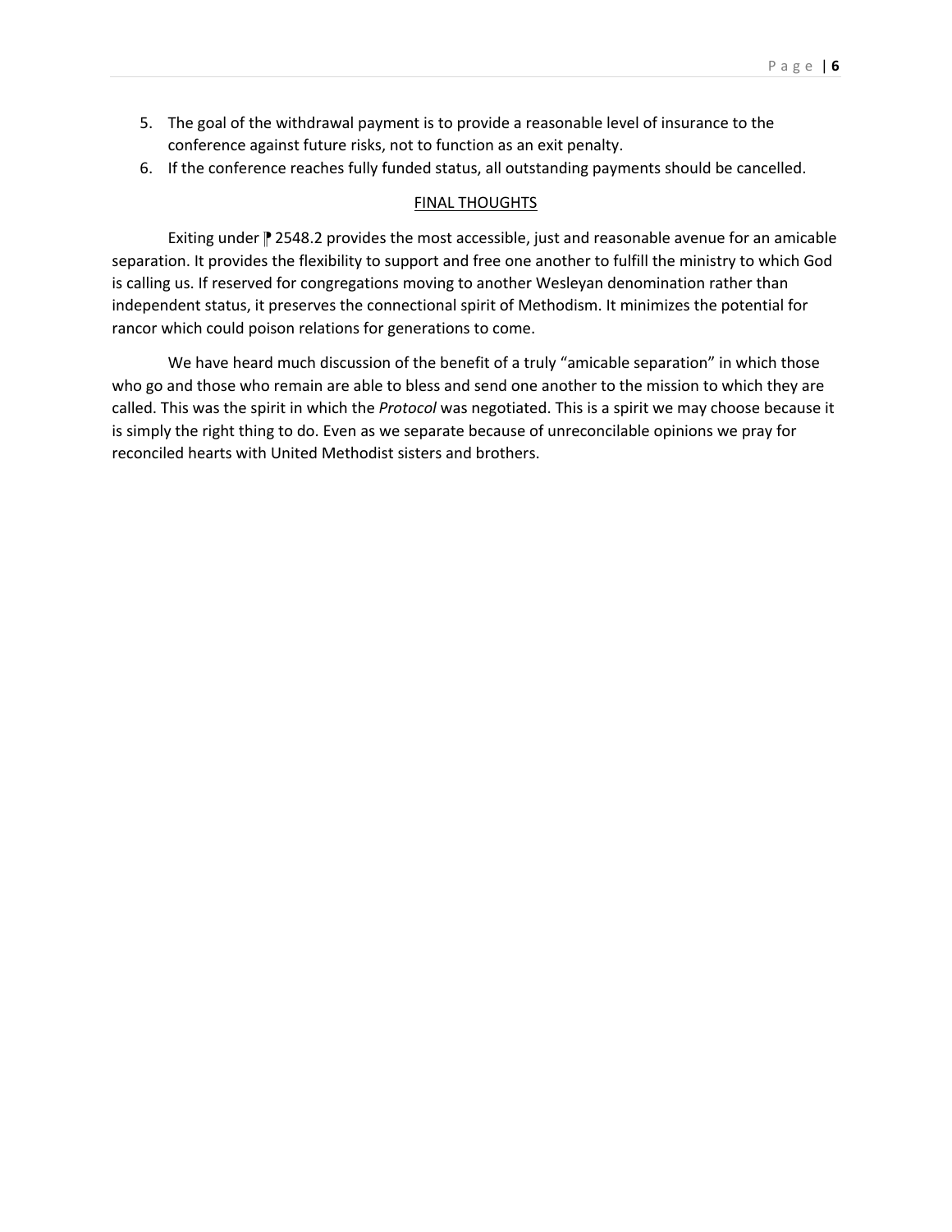5. The goal of the withdrawal payment is to provide a reasonable level of insurance to the conference against future risks, not to function as an exit penalty.
6. If the conference reaches fully funded status, all outstanding payments should be cancelled.

## FINAL THOUGHTS

Exiting under ¶ 2548.2 provides the most accessible, just and reasonable avenue for an amicable separation. It provides the flexibility to support and free one another to fulfill the ministry to which God is calling us. If reserved for congregations moving to another Wesleyan denomination rather than independent status, it preserves the connectional spirit of Methodism. It minimizes the potential for rancor which could poison relations for generations to come.

We have heard much discussion of the benefit of a truly "amicable separation" in which those who go and those who remain are able to bless and send one another to the mission to which they are called. This was the spirit in which the *Protocol* was negotiated. This is a spirit we may choose because it is simply the right thing to do. Even as we separate because of unreconcilable opinions we pray for reconciled hearts with United Methodist sisters and brothers.